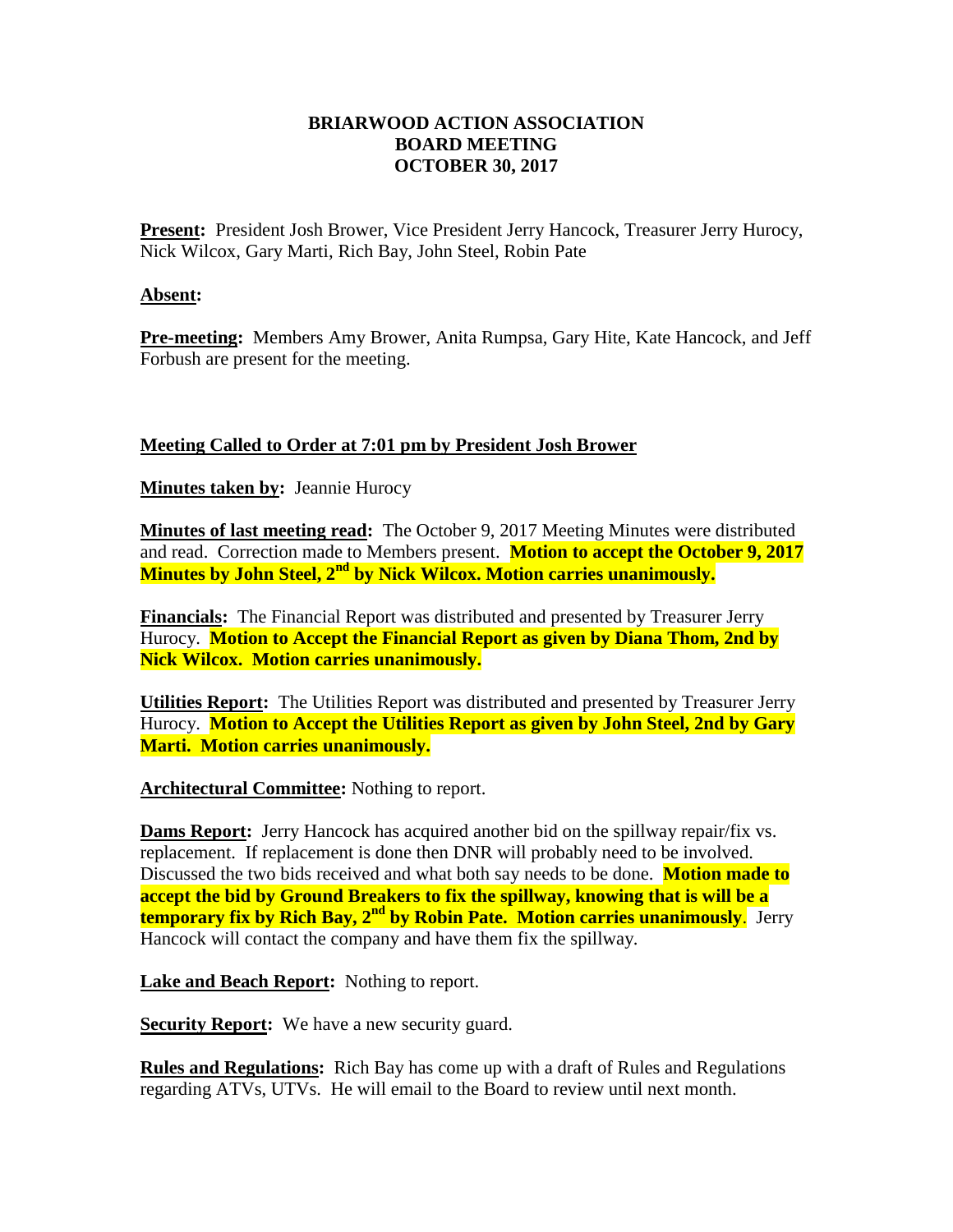**BRIARWOOD ACTION ASSOCIATION**
**BOARD MEETING**
**OCTOBER 30, 2017**

**Present:** President Josh Brower, Vice President Jerry Hancock, Treasurer Jerry Hurocy, Nick Wilcox, Gary Marti, Rich Bay, John Steel, Robin Pate

**Absent:**

**Pre-meeting:** Members Amy Brower, Anita Rumpsa, Gary Hite, Kate Hancock, and Jeff Forbush are present for the meeting.

**Meeting Called to Order at 7:01 pm by President Josh Brower**

**Minutes taken by:** Jeannie Hurocy

**Minutes of last meeting read:** The October 9, 2017 Meeting Minutes were distributed and read. Correction made to Members present. **Motion to accept the October 9, 2017 Minutes by John Steel, 2nd by Nick Wilcox. Motion carries unanimously.**

**Financials:** The Financial Report was distributed and presented by Treasurer Jerry Hurocy. **Motion to Accept the Financial Report as given by Diana Thom, 2nd by Nick Wilcox. Motion carries unanimously.**

**Utilities Report:** The Utilities Report was distributed and presented by Treasurer Jerry Hurocy. **Motion to Accept the Utilities Report as given by John Steel, 2nd by Gary Marti. Motion carries unanimously.**

**Architectural Committee:** Nothing to report.

**Dams Report:** Jerry Hancock has acquired another bid on the spillway repair/fix vs. replacement. If replacement is done then DNR will probably need to be involved. Discussed the two bids received and what both say needs to be done. **Motion made to accept the bid by Ground Breakers to fix the spillway, knowing that is will be a temporary fix by Rich Bay, 2nd by Robin Pate. Motion carries unanimously**. Jerry Hancock will contact the company and have them fix the spillway.

**Lake and Beach Report:** Nothing to report.

**Security Report:** We have a new security guard.

**Rules and Regulations:** Rich Bay has come up with a draft of Rules and Regulations regarding ATVs, UTVs. He will email to the Board to review until next month.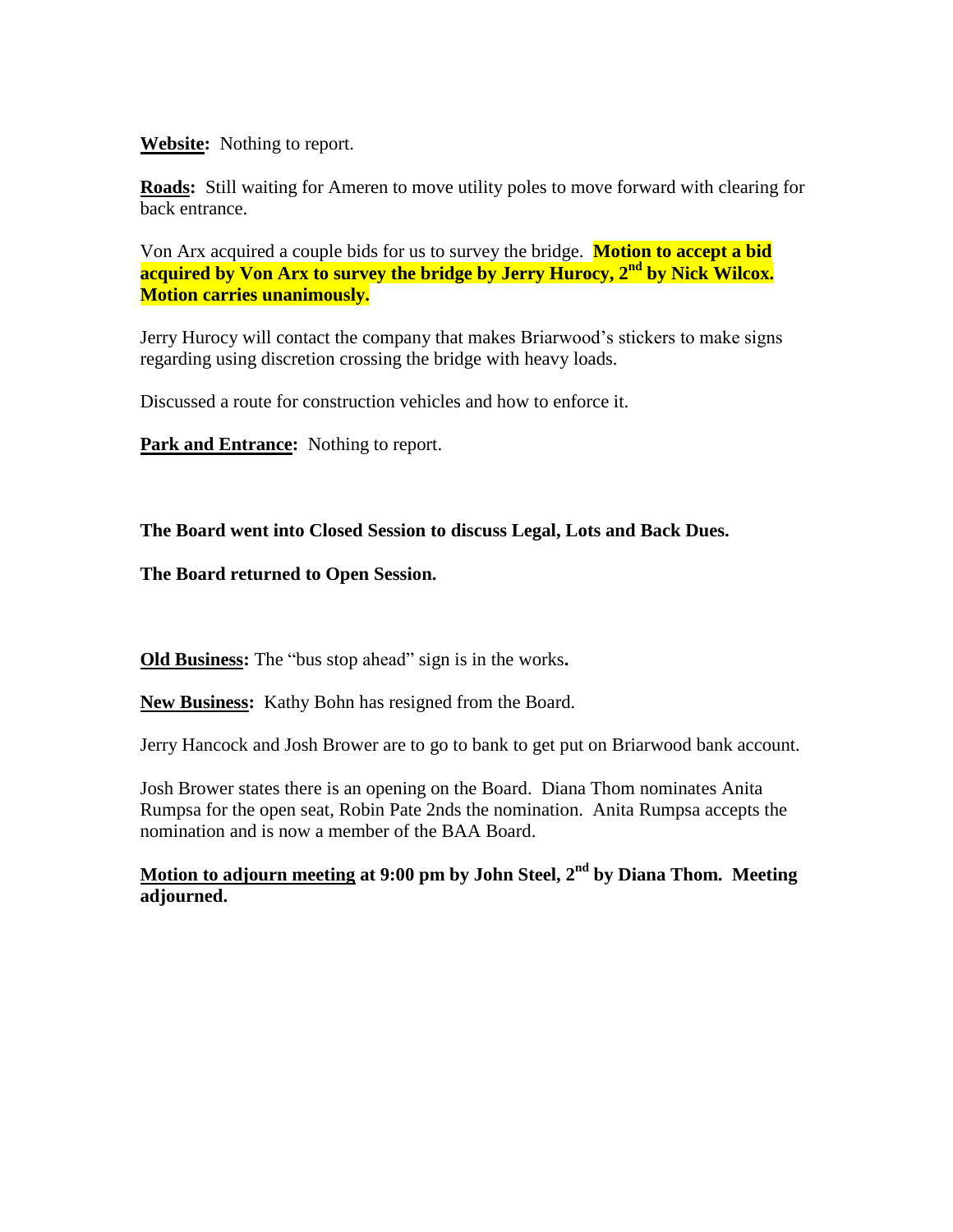**Website:** Nothing to report.

**Roads:** Still waiting for Ameren to move utility poles to move forward with clearing for back entrance.

Von Arx acquired a couple bids for us to survey the bridge. **Motion to accept a bid acquired by Von Arx to survey the bridge by Jerry Hurocy, 2nd by Nick Wilcox. Motion carries unanimously.**

Jerry Hurocy will contact the company that makes Briarwood's stickers to make signs regarding using discretion crossing the bridge with heavy loads.

Discussed a route for construction vehicles and how to enforce it.

**Park and Entrance:** Nothing to report.

**The Board went into Closed Session to discuss Legal, Lots and Back Dues.**

**The Board returned to Open Session.**

**Old Business:** The "bus stop ahead" sign is in the works**.**

**New Business:** Kathy Bohn has resigned from the Board.

Jerry Hancock and Josh Brower are to go to bank to get put on Briarwood bank account.

Josh Brower states there is an opening on the Board. Diana Thom nominates Anita Rumpsa for the open seat, Robin Pate 2nds the nomination. Anita Rumpsa accepts the nomination and is now a member of the BAA Board.

**Motion to adjourn meeting at 9:00 pm by John Steel, 2nd by Diana Thom. Meeting adjourned.**